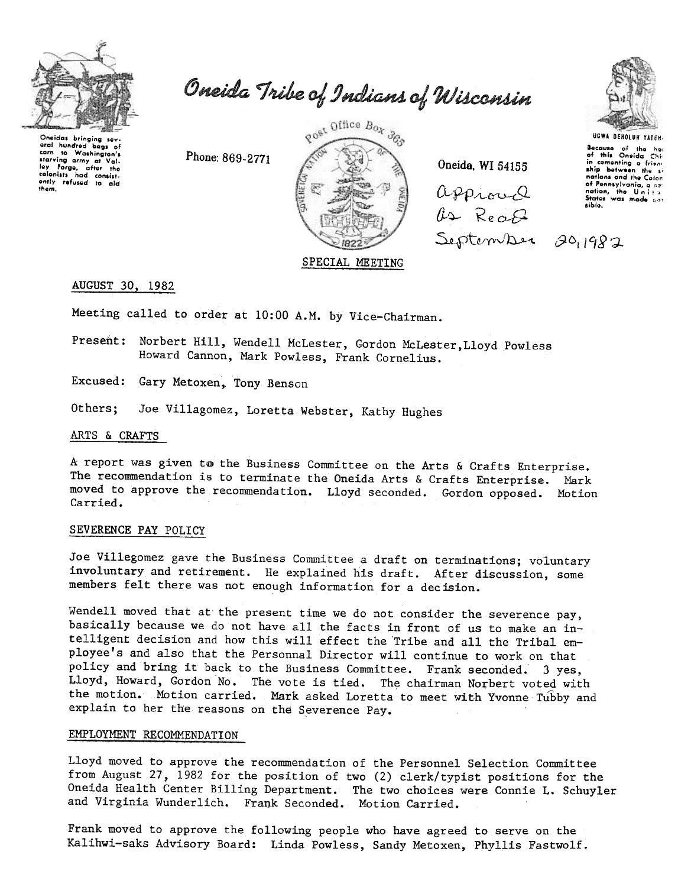# Oneida Tribe of Indians of Wisconsin

Oneidas bringing several hundred bags of corn to Washington's starving army at Valley Forge, after the colonists had consistently refused to aid them.

Phone: 869-2771

Post Office Box 365

Oneida, WI 54155

UGWA DEHOLUH YATEH. Because of the help of this Oneida Chief in cementing a friendship between the six nations and the Colony of Pennsylvania, a new nation, the United States was made possible.

Approved As Read September 20, 1982

## SPECIAL MEETING

AUGUST 30, 1982

Meeting called to order at 10:00 A.M. by Vice-Chairman.

Present: Norbert Hill, Wendell McLester, Gordon McLester, Lloyd Powless Howard Cannon, Mark Powless, Frank Cornelius.

Excused: Gary Metoxen, Tony Benson

Others; Joe Villagomez, Loretta Webster, Kathy Hughes

### ARTS & CRAFTS

A report was given to the Business Committee on the Arts & Crafts Enterprise. The recommendation is to terminate the Oneida Arts & Crafts Enterprise. Mark moved to approve the recommendation. Lloyd seconded. Gordon opposed. Motion Carried.

### SEVERENCE PAY POLICY

Joe Villegomez gave the Business Committee a draft on terminations; voluntary involuntary and retirement. He explained his draft. After discussion, some members felt there was not enough information for a decision.

Wendell moved that at the present time we do not consider the severence pay, basically because we do not have all the facts in front of us to make an intelligent decision and how this will effect the Tribe and all the Tribal employee's and also that the Personnal Director will continue to work on that policy and bring it back to the Business Committee. Frank seconded. 3 yes, Lloyd, Howard, Gordon No. The vote is tied. The chairman Norbert voted with the motion. Motion carried. Mark asked Loretta to meet with Yvonne Tubby and explain to her the reasons on the Severence Pay.

### EMPLOYMENT RECOMMENDATION

Lloyd moved to approve the recommendation of the Personnel Selection Committee from August 27, 1982 for the position of two (2) clerk/typist positions for the Oneida Health Center Billing Department. The two choices were Connie L. Schuyler and Virginia Wunderlich. Frank Seconded. Motion Carried.

Frank moved to approve the following people who have agreed to serve on the Kalihwi-saks Advisory Board: Linda Powless, Sandy Metoxen, Phyllis Fastwolf.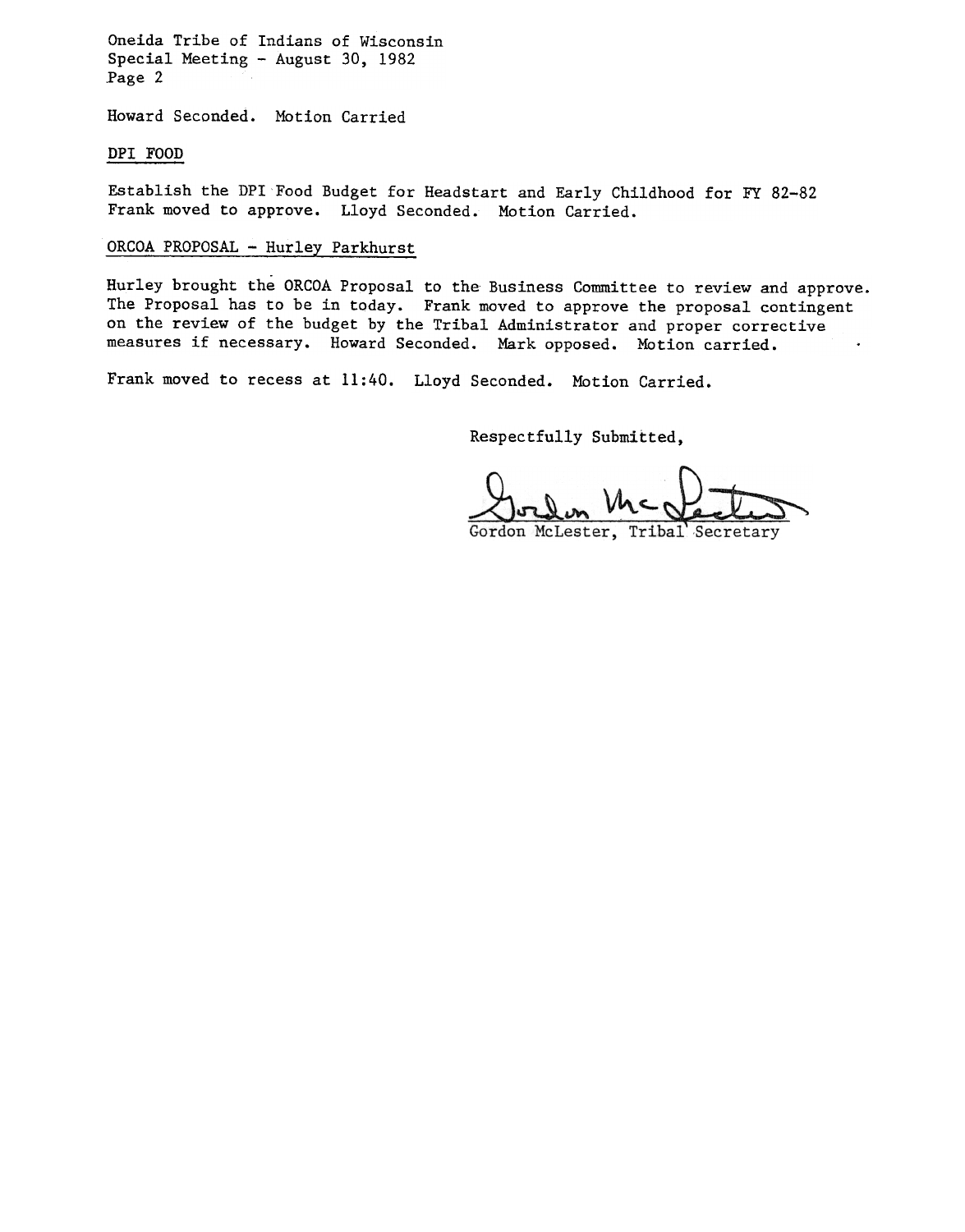Howard Seconded. Motion Carried

DPI FOOD

Establish the DPI Food Budget for Headstart and Early Childhood for FY 82-82 Frank moved to approve. Lloyd Seconded. Motion Carried.

ORCOA PROPOSAL - Hurley Parkhurst

Hurley brought the ORCOA Proposal to the Business Committee to review and approve. The Proposal has to be in today. Frank moved to approve the proposal contingent on the review of the budget by the Tribal Administrator and proper corrective measures if necessary. Howard Seconded. Mark opposed. Motion carried.

Frank moved to recess at 11:40. Lloyd Seconded. Motion Carried.

Respectfully Submitted,

Gordon McLester, Tribal Secretary